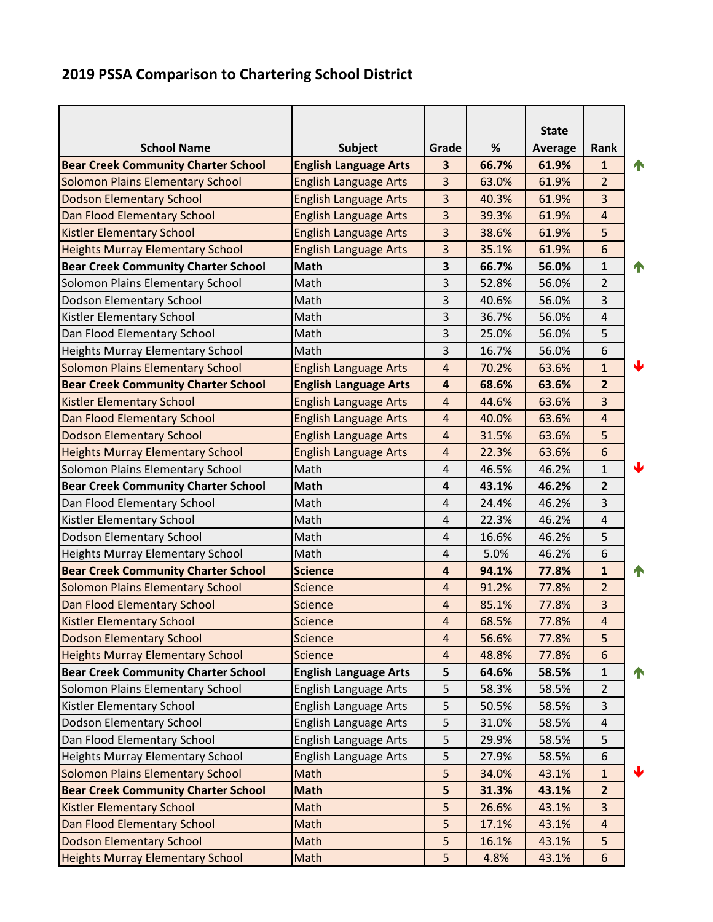## 2019 PSSA Comparison to Chartering School District

| School Name | Subject | Grade | % | State Average | Rank | |
|---|---|---|---|---|---|---|
| **Bear Creek Community Charter School** | **English Language Arts** | **3** | **66.7%** | **61.9%** | **1** | ↑ |
| Solomon Plains Elementary School | English Language Arts | 3 | 63.0% | 61.9% | 2 | |
| Dodson Elementary School | English Language Arts | 3 | 40.3% | 61.9% | 3 | |
| Dan Flood Elementary School | English Language Arts | 3 | 39.3% | 61.9% | 4 | |
| Kistler Elementary School | English Language Arts | 3 | 38.6% | 61.9% | 5 | |
| Heights Murray Elementary School | English Language Arts | 3 | 35.1% | 61.9% | 6 | |
| **Bear Creek Community Charter School** | **Math** | **3** | **66.7%** | **56.0%** | **1** | ↑ |
| Solomon Plains Elementary School | Math | 3 | 52.8% | 56.0% | 2 | |
| Dodson Elementary School | Math | 3 | 40.6% | 56.0% | 3 | |
| Kistler Elementary School | Math | 3 | 36.7% | 56.0% | 4 | |
| Dan Flood Elementary School | Math | 3 | 25.0% | 56.0% | 5 | |
| Heights Murray Elementary School | Math | 3 | 16.7% | 56.0% | 6 | |
| Solomon Plains Elementary School | English Language Arts | 4 | 70.2% | 63.6% | 1 | ↓ |
| **Bear Creek Community Charter School** | **English Language Arts** | **4** | **68.6%** | **63.6%** | **2** | |
| Kistler Elementary School | English Language Arts | 4 | 44.6% | 63.6% | 3 | |
| Dan Flood Elementary School | English Language Arts | 4 | 40.0% | 63.6% | 4 | |
| Dodson Elementary School | English Language Arts | 4 | 31.5% | 63.6% | 5 | |
| Heights Murray Elementary School | English Language Arts | 4 | 22.3% | 63.6% | 6 | |
| Solomon Plains Elementary School | Math | 4 | 46.5% | 46.2% | 1 | ↓ |
| **Bear Creek Community Charter School** | **Math** | **4** | **43.1%** | **46.2%** | **2** | |
| Dan Flood Elementary School | Math | 4 | 24.4% | 46.2% | 3 | |
| Kistler Elementary School | Math | 4 | 22.3% | 46.2% | 4 | |
| Dodson Elementary School | Math | 4 | 16.6% | 46.2% | 5 | |
| Heights Murray Elementary School | Math | 4 | 5.0% | 46.2% | 6 | |
| **Bear Creek Community Charter School** | **Science** | **4** | **94.1%** | **77.8%** | **1** | ↑ |
| Solomon Plains Elementary School | Science | 4 | 91.2% | 77.8% | 2 | |
| Dan Flood Elementary School | Science | 4 | 85.1% | 77.8% | 3 | |
| Kistler Elementary School | Science | 4 | 68.5% | 77.8% | 4 | |
| Dodson Elementary School | Science | 4 | 56.6% | 77.8% | 5 | |
| Heights Murray Elementary School | Science | 4 | 48.8% | 77.8% | 6 | |
| **Bear Creek Community Charter School** | **English Language Arts** | **5** | **64.6%** | **58.5%** | **1** | ↑ |
| Solomon Plains Elementary School | English Language Arts | 5 | 58.3% | 58.5% | 2 | |
| Kistler Elementary School | English Language Arts | 5 | 50.5% | 58.5% | 3 | |
| Dodson Elementary School | English Language Arts | 5 | 31.0% | 58.5% | 4 | |
| Dan Flood Elementary School | English Language Arts | 5 | 29.9% | 58.5% | 5 | |
| Heights Murray Elementary School | English Language Arts | 5 | 27.9% | 58.5% | 6 | |
| Solomon Plains Elementary School | Math | 5 | 34.0% | 43.1% | 1 | ↓ |
| **Bear Creek Community Charter School** | **Math** | **5** | **31.3%** | **43.1%** | **2** | |
| Kistler Elementary School | Math | 5 | 26.6% | 43.1% | 3 | |
| Dan Flood Elementary School | Math | 5 | 17.1% | 43.1% | 4 | |
| Dodson Elementary School | Math | 5 | 16.1% | 43.1% | 5 | |
| Heights Murray Elementary School | Math | 5 | 4.8% | 43.1% | 6 | |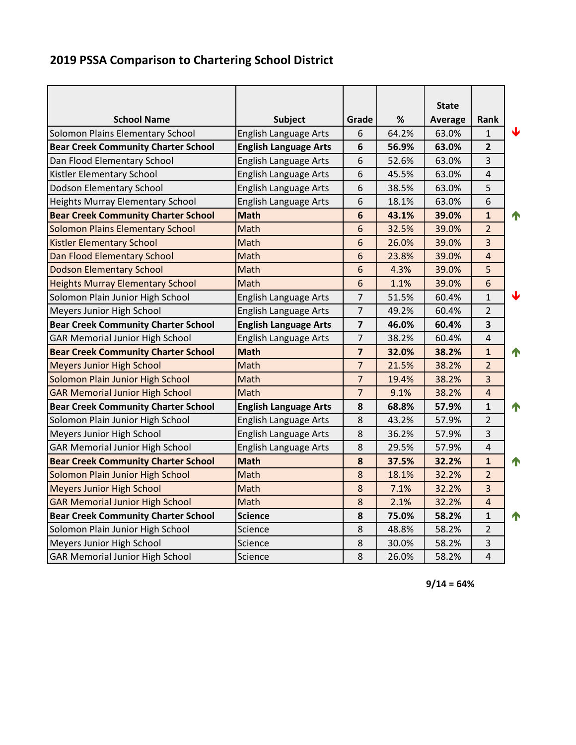## 2019 PSSA Comparison to Chartering School District

| School Name | Subject | Grade | % | State Average | Rank | |
|---|---|---|---|---|---|---|
| Solomon Plains Elementary School | English Language Arts | 6 | 64.2% | 63.0% | 1 | ↓ |
| **Bear Creek Community Charter School** | **English Language Arts** | **6** | **56.9%** | **63.0%** | **2** | |
| Dan Flood Elementary School | English Language Arts | 6 | 52.6% | 63.0% | 3 | |
| Kistler Elementary School | English Language Arts | 6 | 45.5% | 63.0% | 4 | |
| Dodson Elementary School | English Language Arts | 6 | 38.5% | 63.0% | 5 | |
| Heights Murray Elementary School | English Language Arts | 6 | 18.1% | 63.0% | 6 | |
| **Bear Creek Community Charter School** | **Math** | **6** | **43.1%** | **39.0%** | **1** | ↑ |
| Solomon Plains Elementary School | Math | 6 | 32.5% | 39.0% | 2 | |
| Kistler Elementary School | Math | 6 | 26.0% | 39.0% | 3 | |
| Dan Flood Elementary School | Math | 6 | 23.8% | 39.0% | 4 | |
| Dodson Elementary School | Math | 6 | 4.3% | 39.0% | 5 | |
| Heights Murray Elementary School | Math | 6 | 1.1% | 39.0% | 6 | |
| Solomon Plain Junior High School | English Language Arts | 7 | 51.5% | 60.4% | 1 | ↓ |
| Meyers Junior High School | English Language Arts | 7 | 49.2% | 60.4% | 2 | |
| **Bear Creek Community Charter School** | **English Language Arts** | **7** | **46.0%** | **60.4%** | **3** | |
| GAR Memorial Junior High School | English Language Arts | 7 | 38.2% | 60.4% | 4 | |
| **Bear Creek Community Charter School** | **Math** | **7** | **32.0%** | **38.2%** | **1** | ↑ |
| Meyers Junior High School | Math | 7 | 21.5% | 38.2% | 2 | |
| Solomon Plain Junior High School | Math | 7 | 19.4% | 38.2% | 3 | |
| GAR Memorial Junior High School | Math | 7 | 9.1% | 38.2% | 4 | |
| **Bear Creek Community Charter School** | **English Language Arts** | **8** | **68.8%** | **57.9%** | **1** | ↑ |
| Solomon Plain Junior High School | English Language Arts | 8 | 43.2% | 57.9% | 2 | |
| Meyers Junior High School | English Language Arts | 8 | 36.2% | 57.9% | 3 | |
| GAR Memorial Junior High School | English Language Arts | 8 | 29.5% | 57.9% | 4 | |
| **Bear Creek Community Charter School** | **Math** | **8** | **37.5%** | **32.2%** | **1** | ↑ |
| Solomon Plain Junior High School | Math | 8 | 18.1% | 32.2% | 2 | |
| Meyers Junior High School | Math | 8 | 7.1% | 32.2% | 3 | |
| GAR Memorial Junior High School | Math | 8 | 2.1% | 32.2% | 4 | |
| **Bear Creek Community Charter School** | **Science** | **8** | **75.0%** | **58.2%** | **1** | ↑ |
| Solomon Plain Junior High School | Science | 8 | 48.8% | 58.2% | 2 | |
| Meyers Junior High School | Science | 8 | 30.0% | 58.2% | 3 | |
| GAR Memorial Junior High School | Science | 8 | 26.0% | 58.2% | 4 | |

**9/14 = 64%**